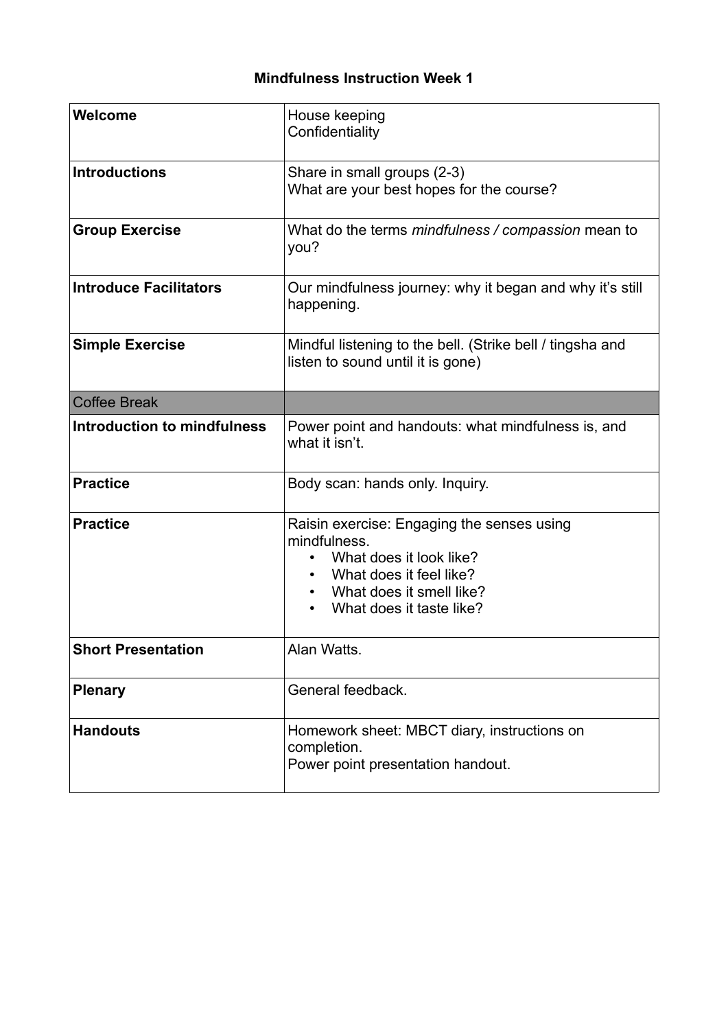# Mindfulness Instruction Week 1

| | |
|---|---|
| **Welcome** | House keeping<br>Confidentiality |
| **Introductions** | Share in small groups (2-3)<br>What are your best hopes for the course? |
| **Group Exercise** | What do the terms *mindfulness / compassion* mean to you? |
| **Introduce Facilitators** | Our mindfulness journey: why it began and why it's still happening. |
| **Simple Exercise** | Mindful listening to the bell. (Strike bell / tingsha and listen to sound until it is gone) |
| Coffee Break | |
| **Introduction to mindfulness** | Power point and handouts: what mindfulness is, and what it isn't. |
| **Practice** | Body scan: hands only. Inquiry. |
| **Practice** | Raisin exercise: Engaging the senses using mindfulness.<br>• What does it look like?<br>• What does it feel like?<br>• What does it smell like?<br>• What does it taste like? |
| **Short Presentation** | Alan Watts. |
| **Plenary** | General feedback. |
| **Handouts** | Homework sheet: MBCT diary, instructions on completion.<br>Power point presentation handout. |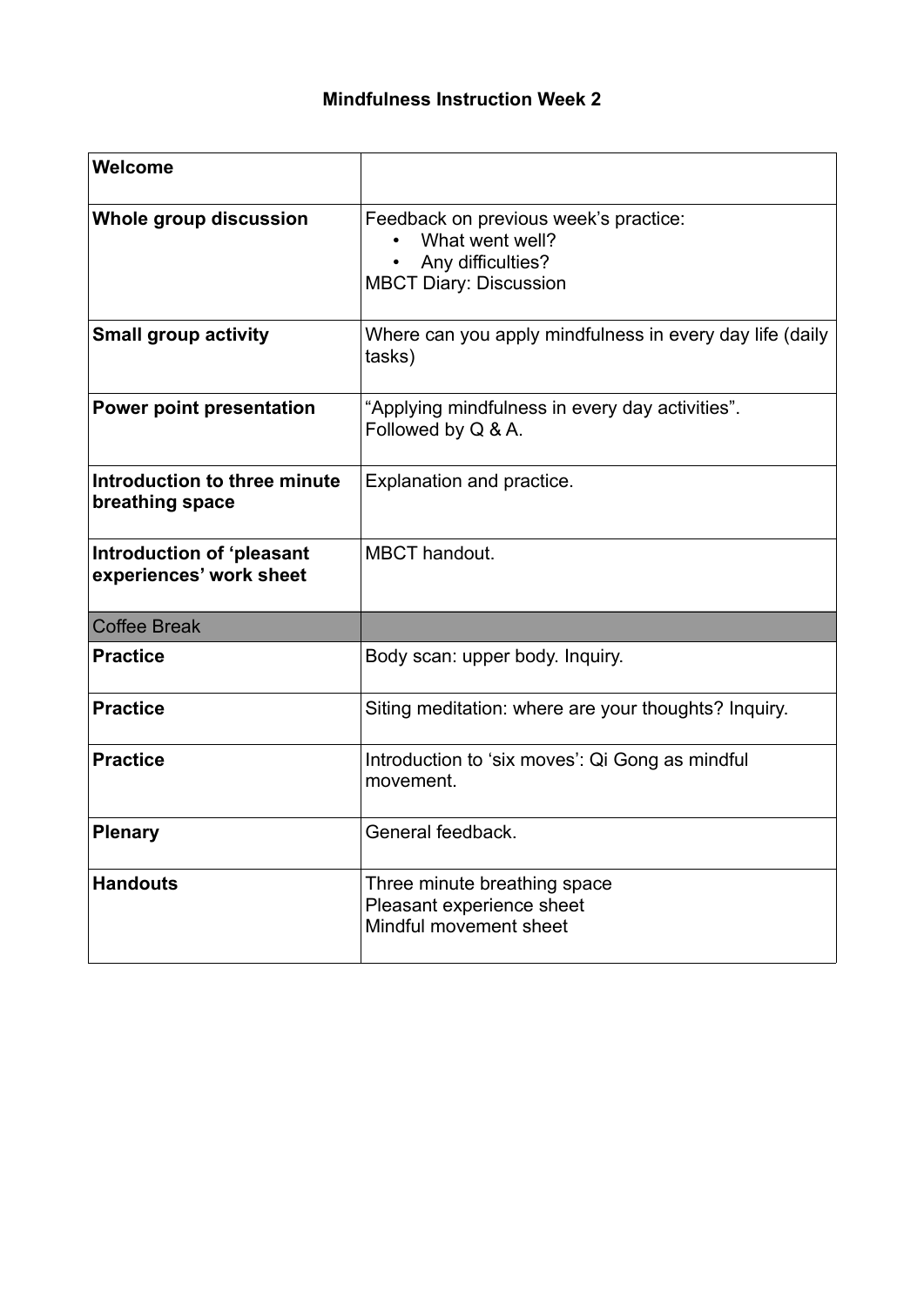# Mindfulness Instruction Week 2

| | |
|---|---|
| **Welcome** | |
| **Whole group discussion** | Feedback on previous week's practice:<br>• What went well?<br>• Any difficulties?<br>MBCT Diary: Discussion |
| **Small group activity** | Where can you apply mindfulness in every day life (daily tasks) |
| **Power point presentation** | "Applying mindfulness in every day activities". Followed by Q & A. |
| **Introduction to three minute breathing space** | Explanation and practice. |
| **Introduction of 'pleasant experiences' work sheet** | MBCT handout. |
| Coffee Break | |
| **Practice** | Body scan: upper body. Inquiry. |
| **Practice** | Siting meditation: where are your thoughts? Inquiry. |
| **Practice** | Introduction to 'six moves': Qi Gong as mindful movement. |
| **Plenary** | General feedback. |
| **Handouts** | Three minute breathing space<br>Pleasant experience sheet<br>Mindful movement sheet |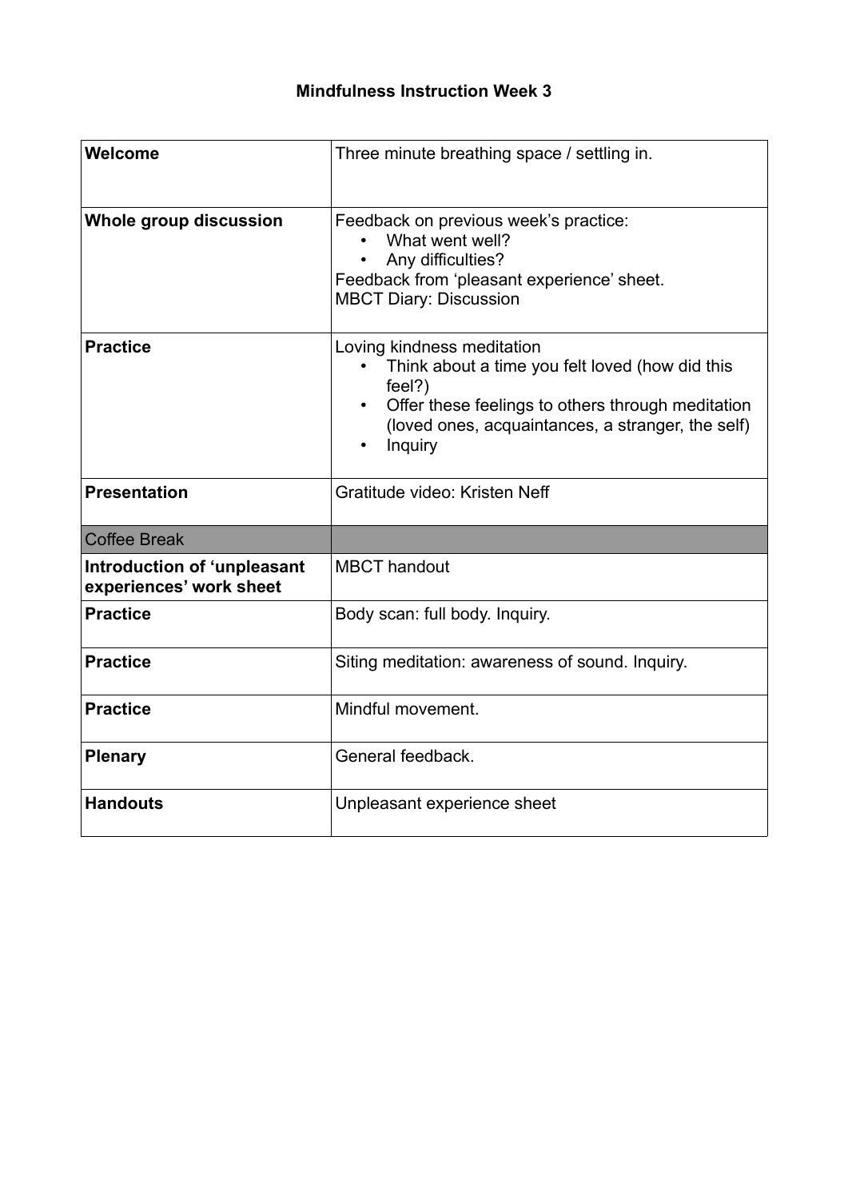# Mindfulness Instruction Week 3

| | |
|---|---|
| **Welcome** | Three minute breathing space / settling in. |
| **Whole group discussion** | Feedback on previous week's practice: <br>• What went well? <br>• Any difficulties? <br>Feedback from 'pleasant experience' sheet. <br>MBCT Diary: Discussion |
| **Practice** | Loving kindness meditation <br>• Think about a time you felt loved (how did this feel?) <br>• Offer these feelings to others through meditation (loved ones, acquaintances, a stranger, the self) <br>• Inquiry |
| **Presentation** | Gratitude video: Kristen Neff |
| Coffee Break | |
| **Introduction of 'unpleasant experiences' work sheet** | MBCT handout |
| **Practice** | Body scan: full body. Inquiry. |
| **Practice** | Siting meditation: awareness of sound. Inquiry. |
| **Practice** | Mindful movement. |
| **Plenary** | General feedback. |
| **Handouts** | Unpleasant experience sheet |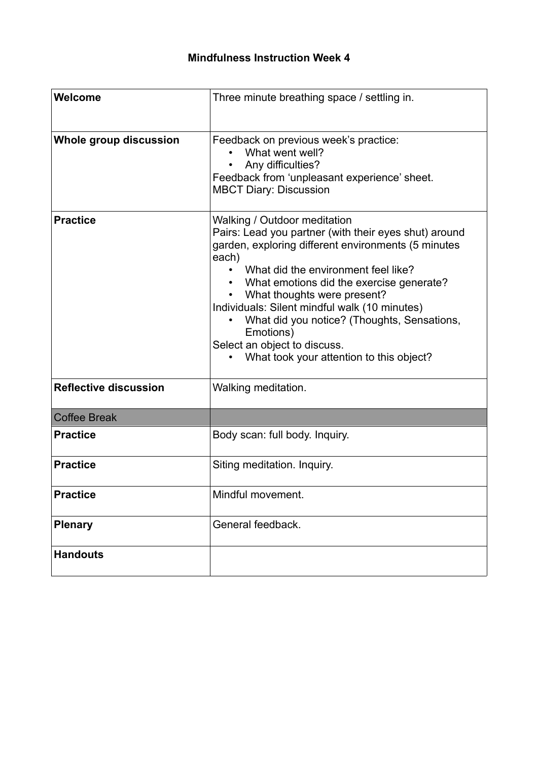# Mindfulness Instruction Week 4

| | |
|---|---|
| **Welcome** | Three minute breathing space / settling in. |
| **Whole group discussion** | Feedback on previous week's practice:<br>• What went well?<br>• Any difficulties?<br>Feedback from 'unpleasant experience' sheet.<br>MBCT Diary: Discussion |
| **Practice** | Walking / Outdoor meditation<br>Pairs: Lead you partner (with their eyes shut) around garden, exploring different environments (5 minutes each)<br>• What did the environment feel like?<br>• What emotions did the exercise generate?<br>• What thoughts were present?<br>Individuals: Silent mindful walk (10 minutes)<br>• What did you notice? (Thoughts, Sensations, Emotions)<br>Select an object to discuss.<br>• What took your attention to this object? |
| **Reflective discussion** | Walking meditation. |
| Coffee Break | |
| **Practice** | Body scan: full body. Inquiry. |
| **Practice** | Siting meditation. Inquiry. |
| **Practice** | Mindful movement. |
| **Plenary** | General feedback. |
| **Handouts** | |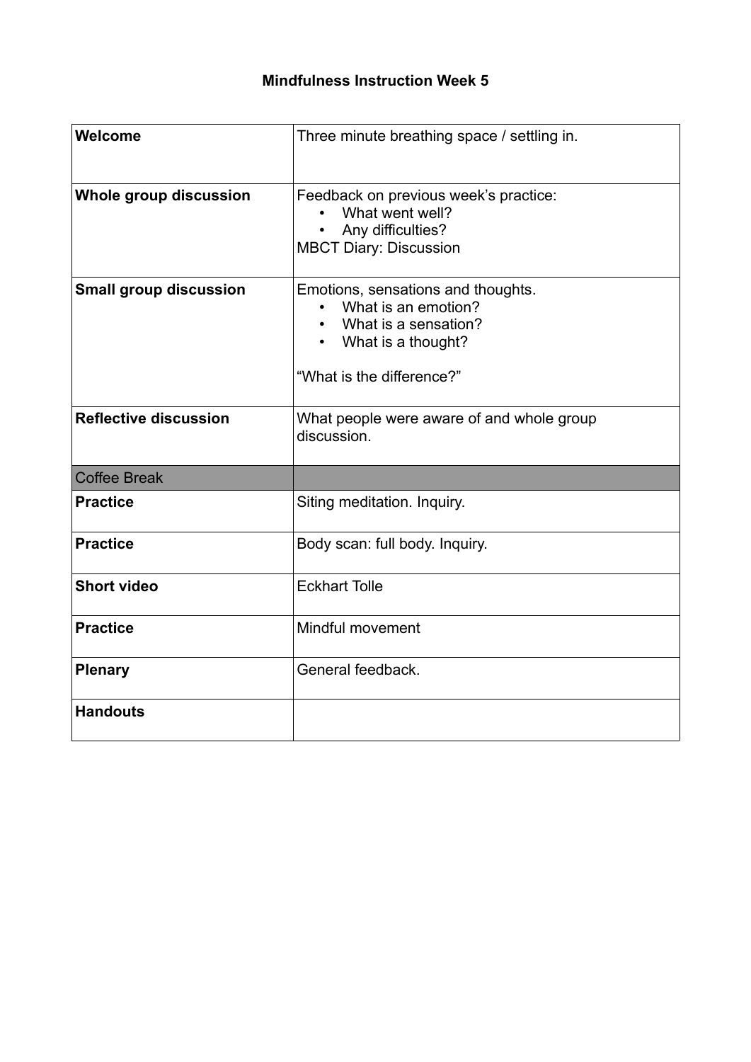# Mindfulness Instruction Week 5

| | |
|---|---|
| **Welcome** | Three minute breathing space / settling in. |
| **Whole group discussion** | Feedback on previous week's practice:<br>• What went well?<br>• Any difficulties?<br>MBCT Diary: Discussion |
| **Small group discussion** | Emotions, sensations and thoughts.<br>• What is an emotion?<br>• What is a sensation?<br>• What is a thought?<br><br>"What is the difference?" |
| **Reflective discussion** | What people were aware of and whole group discussion. |
| Coffee Break | |
| **Practice** | Siting meditation. Inquiry. |
| **Practice** | Body scan: full body. Inquiry. |
| **Short video** | Eckhart Tolle |
| **Practice** | Mindful movement |
| **Plenary** | General feedback. |
| **Handouts** | |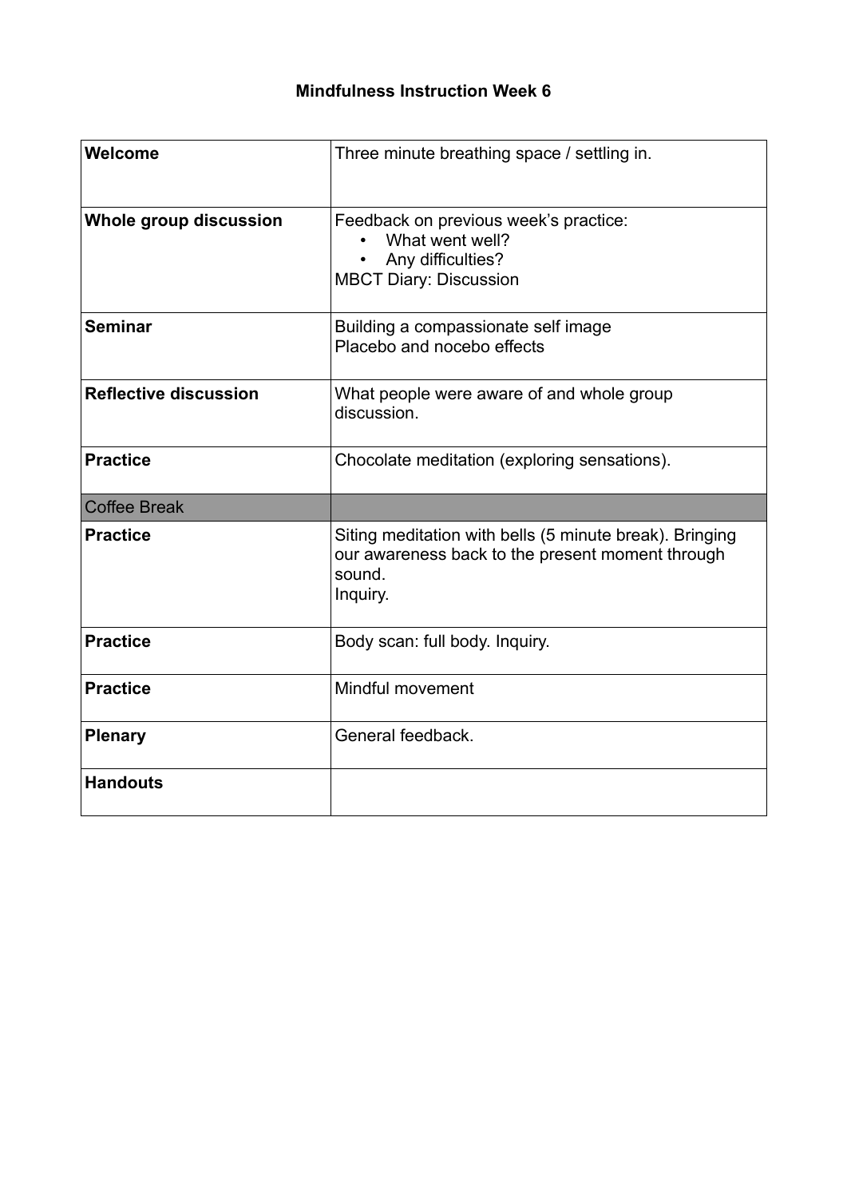# Mindfulness Instruction Week 6

| | |
|---|---|
| **Welcome** | Three minute breathing space / settling in. |
| **Whole group discussion** | Feedback on previous week's practice:<br>• What went well?<br>• Any difficulties?<br>MBCT Diary: Discussion |
| **Seminar** | Building a compassionate self image<br>Placebo and nocebo effects |
| **Reflective discussion** | What people were aware of and whole group discussion. |
| **Practice** | Chocolate meditation (exploring sensations). |
| Coffee Break | |
| **Practice** | Siting meditation with bells (5 minute break). Bringing our awareness back to the present moment through sound.<br>Inquiry. |
| **Practice** | Body scan: full body. Inquiry. |
| **Practice** | Mindful movement |
| **Plenary** | General feedback. |
| **Handouts** | |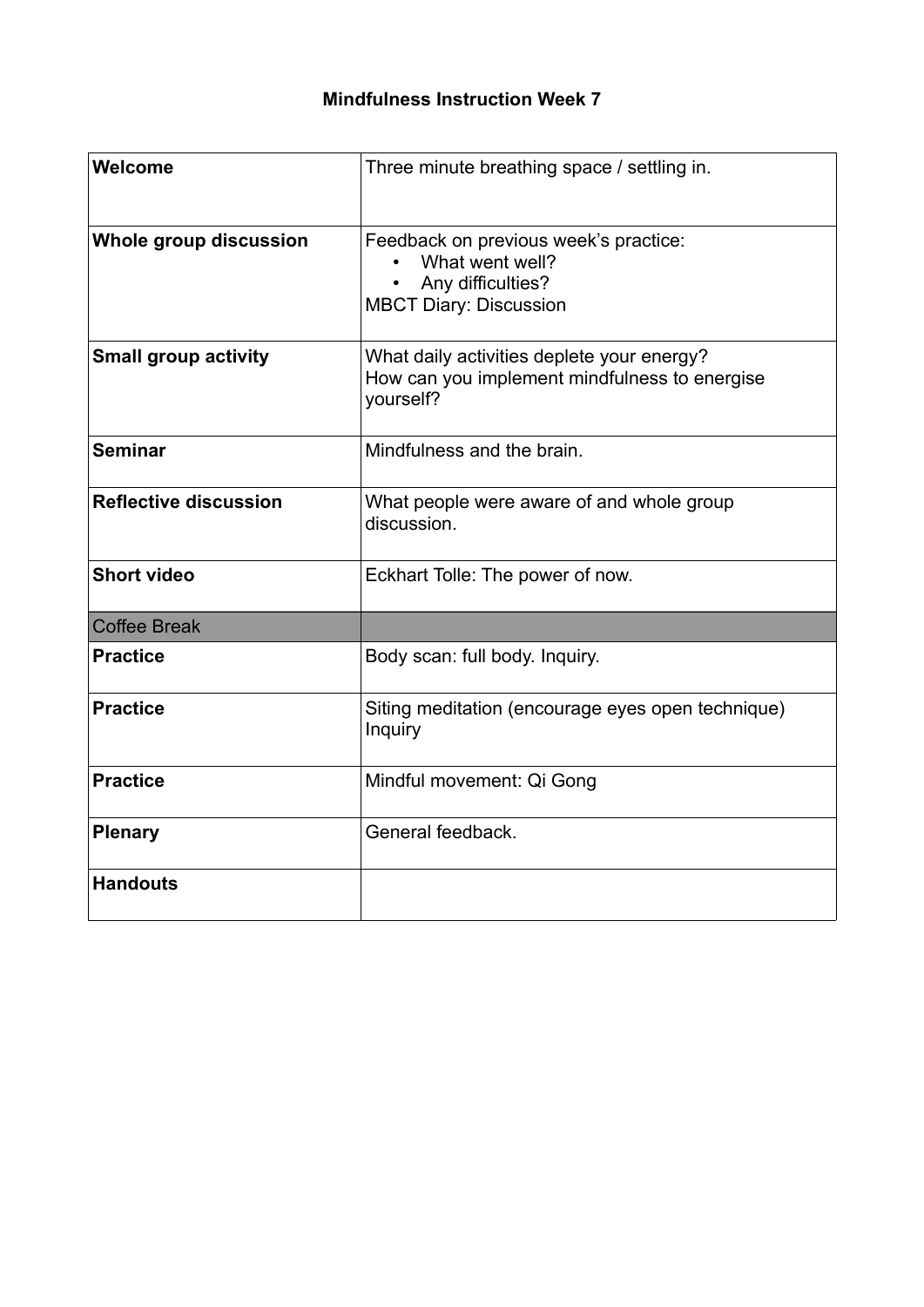# Mindfulness Instruction Week 7

| | |
|---|---|
| **Welcome** | Three minute breathing space / settling in. |
| **Whole group discussion** | Feedback on previous week's practice:<br>• What went well?<br>• Any difficulties?<br>MBCT Diary: Discussion |
| **Small group activity** | What daily activities deplete your energy?<br>How can you implement mindfulness to energise yourself? |
| **Seminar** | Mindfulness and the brain. |
| **Reflective discussion** | What people were aware of and whole group discussion. |
| **Short video** | Eckhart Tolle: The power of now. |
| Coffee Break | |
| **Practice** | Body scan: full body. Inquiry. |
| **Practice** | Siting meditation (encourage eyes open technique)<br>Inquiry |
| **Practice** | Mindful movement: Qi Gong |
| **Plenary** | General feedback. |
| **Handouts** | |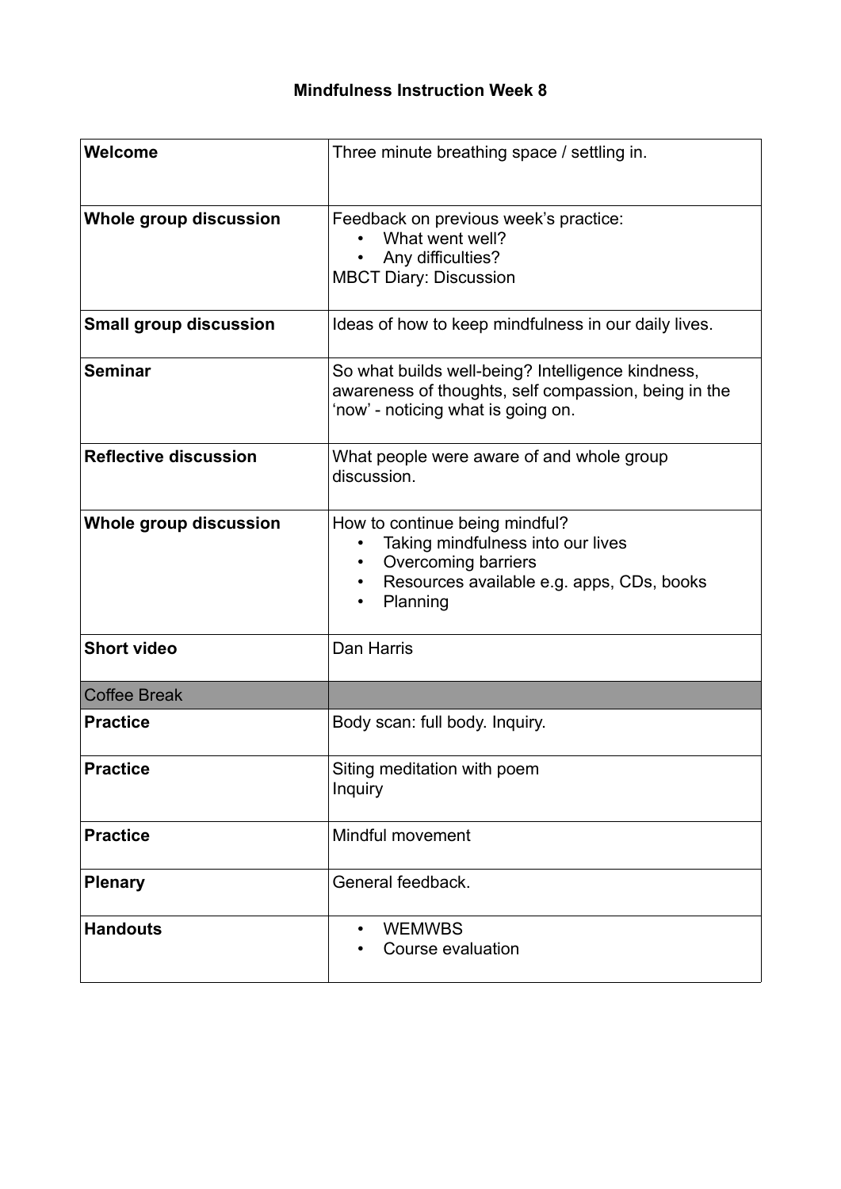# Mindfulness Instruction Week 8

| | |
|---|---|
| **Welcome** | Three minute breathing space / settling in. |
| **Whole group discussion** | Feedback on previous week's practice:<br>• What went well?<br>• Any difficulties?<br>MBCT Diary: Discussion |
| **Small group discussion** | Ideas of how to keep mindfulness in our daily lives. |
| **Seminar** | So what builds well-being? Intelligence kindness, awareness of thoughts, self compassion, being in the 'now' - noticing what is going on. |
| **Reflective discussion** | What people were aware of and whole group discussion. |
| **Whole group discussion** | How to continue being mindful?<br>• Taking mindfulness into our lives<br>• Overcoming barriers<br>• Resources available e.g. apps, CDs, books<br>• Planning |
| **Short video** | Dan Harris |
| Coffee Break | |
| **Practice** | Body scan: full body. Inquiry. |
| **Practice** | Siting meditation with poem<br>Inquiry |
| **Practice** | Mindful movement |
| **Plenary** | General feedback. |
| **Handouts** | • WEMWBS<br>• Course evaluation |